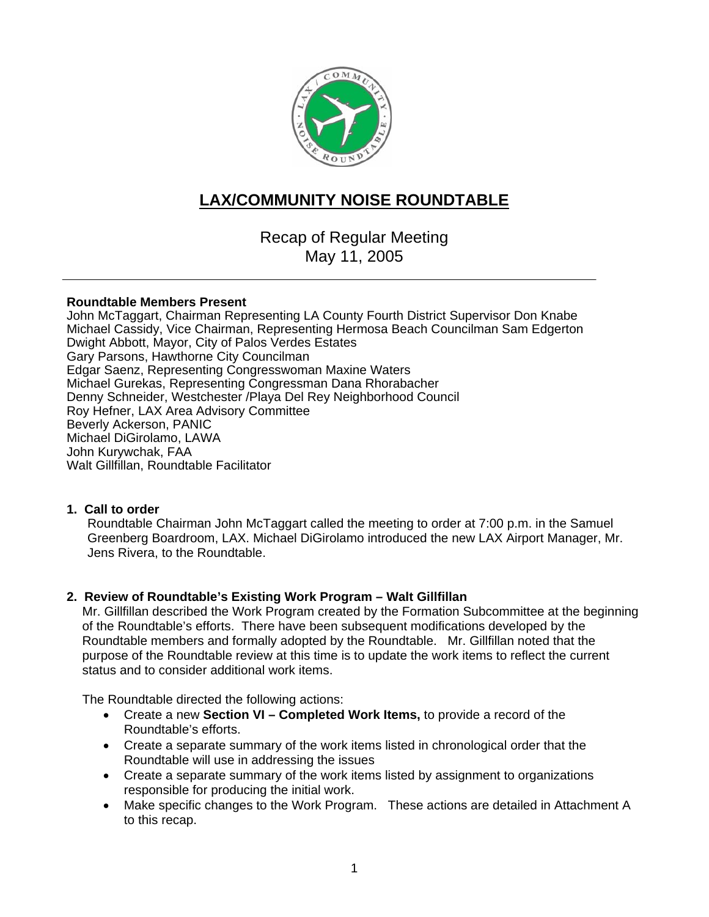# LAX/COMMUNITY NOISE ROUNDTABLE

Recap of Regular Meeting
May 11, 2005

---

**Roundtable Members Present**
John McTaggart, Chairman Representing LA County Fourth District Supervisor Don Knabe
Michael Cassidy, Vice Chairman, Representing Hermosa Beach Councilman Sam Edgerton
Dwight Abbott, Mayor, City of Palos Verdes Estates
Gary Parsons, Hawthorne City Councilman
Edgar Saenz, Representing Congresswoman Maxine Waters
Michael Gurekas, Representing Congressman Dana Rhorabacher
Denny Schneider, Westchester /Playa Del Rey Neighborhood Council
Roy Hefner, LAX Area Advisory Committee
Beverly Ackerson, PANIC
Michael DiGirolamo, LAWA
John Kurywchak, FAA
Walt Gillfillan, Roundtable Facilitator

**1. Call to order**

Roundtable Chairman John McTaggart called the meeting to order at 7:00 p.m. in the Samuel Greenberg Boardroom, LAX. Michael DiGirolamo introduced the new LAX Airport Manager, Mr. Jens Rivera, to the Roundtable.

**2. Review of Roundtable's Existing Work Program – Walt Gillfillan**

Mr. Gillfillan described the Work Program created by the Formation Subcommittee at the beginning of the Roundtable's efforts. There have been subsequent modifications developed by the Roundtable members and formally adopted by the Roundtable. Mr. Gillfillan noted that the purpose of the Roundtable review at this time is to update the work items to reflect the current status and to consider additional work items.

The Roundtable directed the following actions:

- Create a new **Section VI – Completed Work Items,** to provide a record of the Roundtable's efforts.
- Create a separate summary of the work items listed in chronological order that the Roundtable will use in addressing the issues
- Create a separate summary of the work items listed by assignment to organizations responsible for producing the initial work.
- Make specific changes to the Work Program. These actions are detailed in Attachment A to this recap.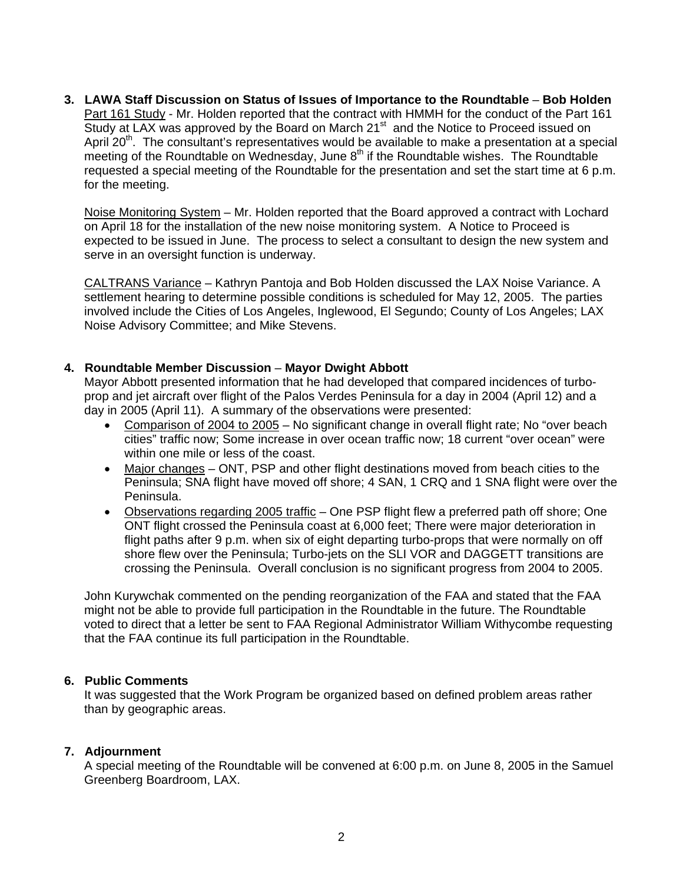### 3. LAWA Staff Discussion on Status of Issues of Importance to the Roundtable – Bob Holden

Part 161 Study - Mr. Holden reported that the contract with HMMH for the conduct of the Part 161 Study at LAX was approved by the Board on March 21st and the Notice to Proceed issued on April 20th. The consultant's representatives would be available to make a presentation at a special meeting of the Roundtable on Wednesday, June 8th if the Roundtable wishes. The Roundtable requested a special meeting of the Roundtable for the presentation and set the start time at 6 p.m. for the meeting.

Noise Monitoring System – Mr. Holden reported that the Board approved a contract with Lochard on April 18 for the installation of the new noise monitoring system. A Notice to Proceed is expected to be issued in June. The process to select a consultant to design the new system and serve in an oversight function is underway.

CALTRANS Variance – Kathryn Pantoja and Bob Holden discussed the LAX Noise Variance. A settlement hearing to determine possible conditions is scheduled for May 12, 2005. The parties involved include the Cities of Los Angeles, Inglewood, El Segundo; County of Los Angeles; LAX Noise Advisory Committee; and Mike Stevens.

### 4. Roundtable Member Discussion – Mayor Dwight Abbott

Mayor Abbott presented information that he had developed that compared incidences of turbo-prop and jet aircraft over flight of the Palos Verdes Peninsula for a day in 2004 (April 12) and a day in 2005 (April 11). A summary of the observations were presented:

- Comparison of 2004 to 2005 – No significant change in overall flight rate; No "over beach cities" traffic now; Some increase in over ocean traffic now; 18 current "over ocean" were within one mile or less of the coast.
- Major changes – ONT, PSP and other flight destinations moved from beach cities to the Peninsula; SNA flight have moved off shore; 4 SAN, 1 CRQ and 1 SNA flight were over the Peninsula.
- Observations regarding 2005 traffic – One PSP flight flew a preferred path off shore; One ONT flight crossed the Peninsula coast at 6,000 feet; There were major deterioration in flight paths after 9 p.m. when six of eight departing turbo-props that were normally on off shore flew over the Peninsula; Turbo-jets on the SLI VOR and DAGGETT transitions are crossing the Peninsula. Overall conclusion is no significant progress from 2004 to 2005.

John Kurywchak commented on the pending reorganization of the FAA and stated that the FAA might not be able to provide full participation in the Roundtable in the future. The Roundtable voted to direct that a letter be sent to FAA Regional Administrator William Withycombe requesting that the FAA continue its full participation in the Roundtable.

### 6. Public Comments

It was suggested that the Work Program be organized based on defined problem areas rather than by geographic areas.

### 7. Adjournment

A special meeting of the Roundtable will be convened at 6:00 p.m. on June 8, 2005 in the Samuel Greenberg Boardroom, LAX.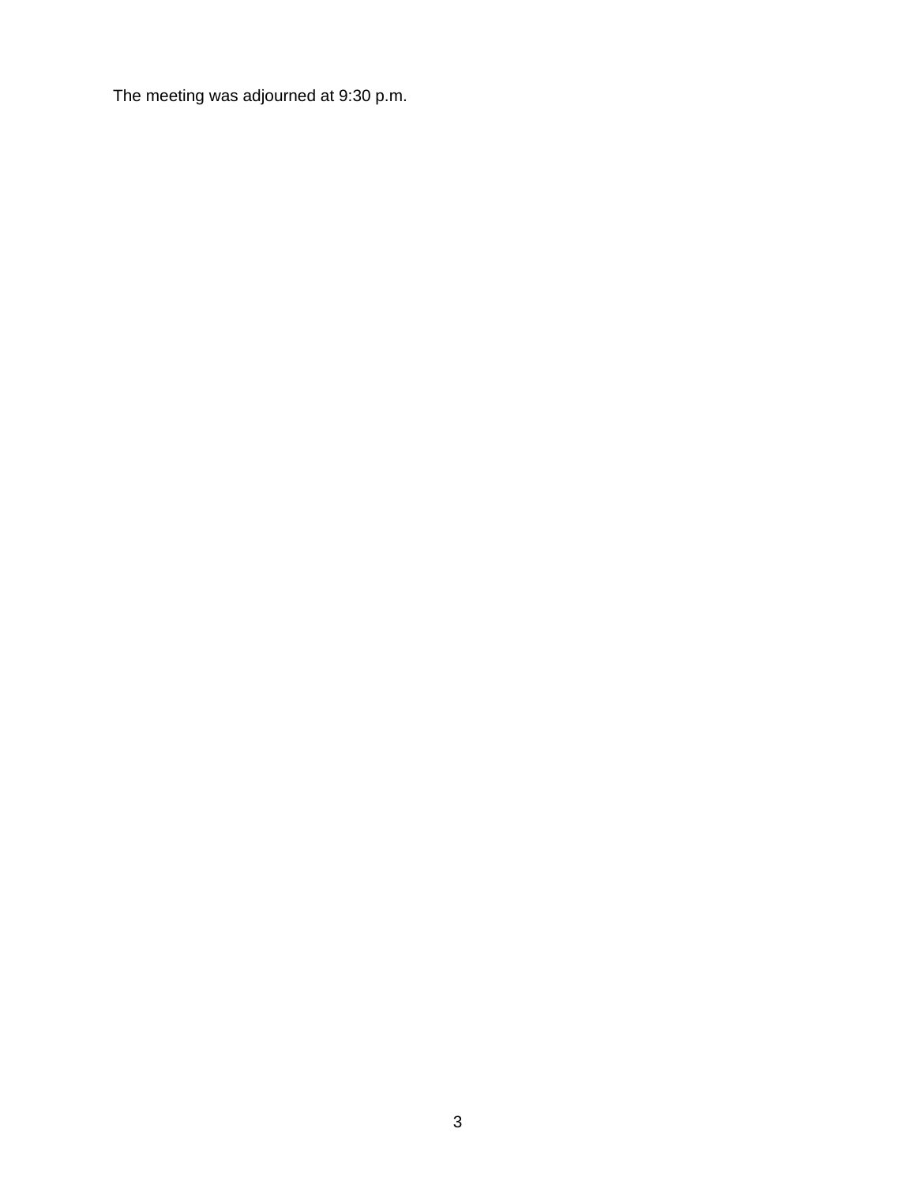The meeting was adjourned at 9:30 p.m.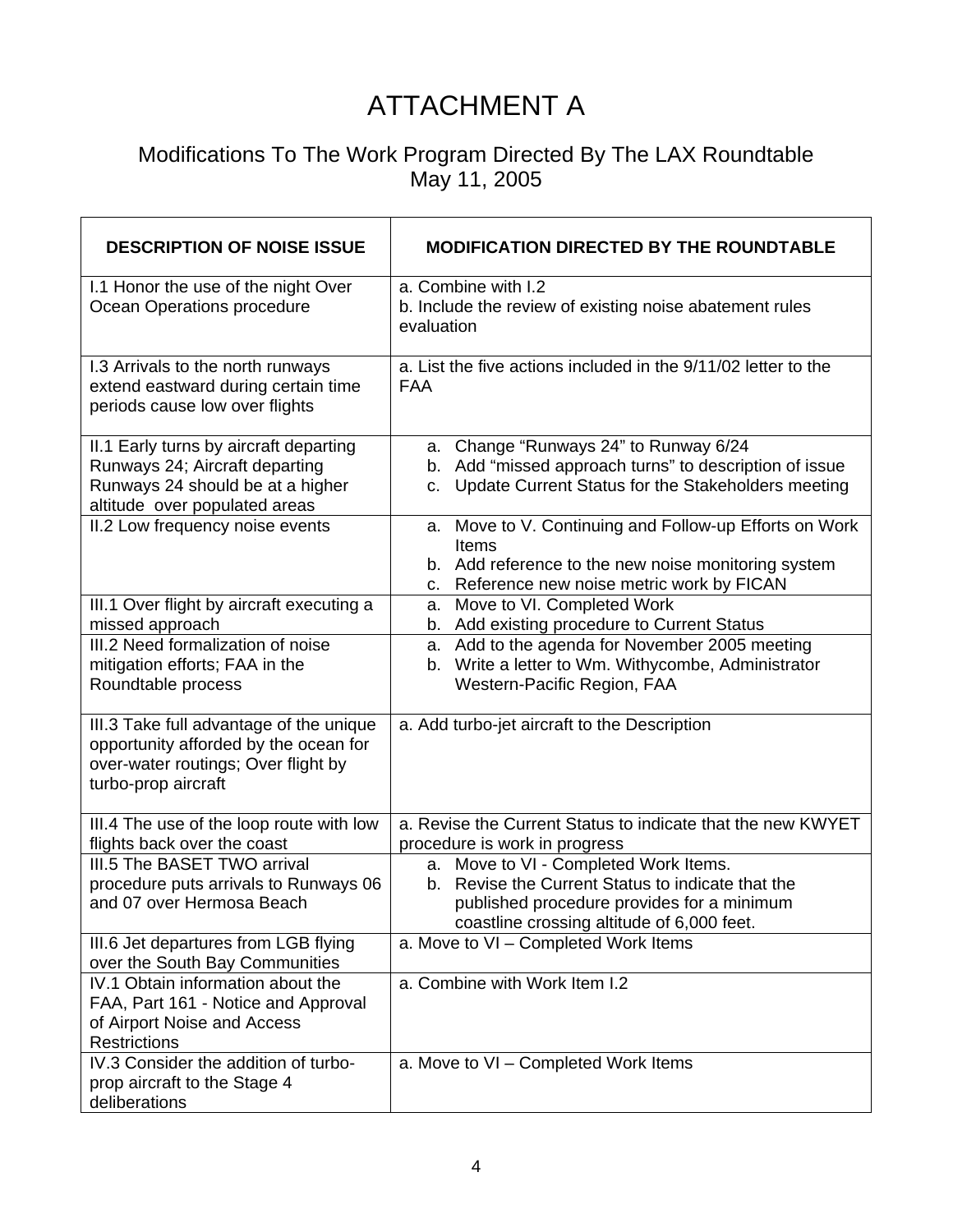# ATTACHMENT A

## Modifications To The Work Program Directed By The LAX Roundtable
## May 11, 2005

| DESCRIPTION OF NOISE ISSUE | MODIFICATION DIRECTED BY THE ROUNDTABLE |
|---|---|
| I.1 Honor the use of the night Over Ocean Operations procedure | a. Combine with I.2<br>b. Include the review of existing noise abatement rules evaluation |
| I.3 Arrivals to the north runways extend eastward during certain time periods cause low over flights | a. List the five actions included in the 9/11/02 letter to the FAA |
| II.1 Early turns by aircraft departing Runways 24; Aircraft departing Runways 24 should be at a higher altitude over populated areas | a. Change "Runways 24" to Runway 6/24<br>b. Add "missed approach turns" to description of issue<br>c. Update Current Status for the Stakeholders meeting |
| II.2 Low frequency noise events | a. Move to V. Continuing and Follow-up Efforts on Work Items<br>b. Add reference to the new noise monitoring system<br>c. Reference new noise metric work by FICAN |
| III.1 Over flight by aircraft executing a missed approach | a. Move to VI. Completed Work<br>b. Add existing procedure to Current Status |
| III.2 Need formalization of noise mitigation efforts; FAA in the Roundtable process | a. Add to the agenda for November 2005 meeting<br>b. Write a letter to Wm. Withycombe, Administrator Western-Pacific Region, FAA |
| III.3 Take full advantage of the unique opportunity afforded by the ocean for over-water routings; Over flight by turbo-prop aircraft | a. Add turbo-jet aircraft to the Description |
| III.4 The use of the loop route with low flights back over the coast | a. Revise the Current Status to indicate that the new KWYET procedure is work in progress |
| III.5 The BASET TWO arrival procedure puts arrivals to Runways 06 and 07 over Hermosa Beach | a. Move to VI - Completed Work Items.<br>b. Revise the Current Status to indicate that the published procedure provides for a minimum coastline crossing altitude of 6,000 feet. |
| III.6 Jet departures from LGB flying over the South Bay Communities | a. Move to VI – Completed Work Items |
| IV.1 Obtain information about the FAA, Part 161 - Notice and Approval of Airport Noise and Access Restrictions | a. Combine with Work Item I.2 |
| IV.3 Consider the addition of turbo-prop aircraft to the Stage 4 deliberations | a. Move to VI – Completed Work Items |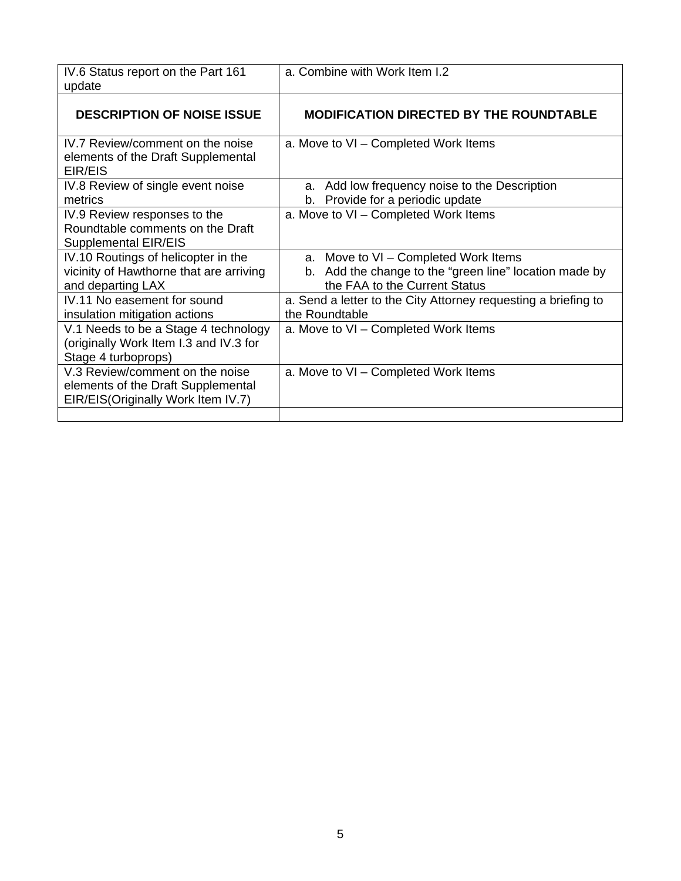| | |
|---|---|
| IV.6 Status report on the Part 161 update | a. Combine with Work Item I.2 |
| **DESCRIPTION OF NOISE ISSUE** | **MODIFICATION DIRECTED BY THE ROUNDTABLE** |
| IV.7 Review/comment on the noise elements of the Draft Supplemental EIR/EIS | a. Move to VI – Completed Work Items |
| IV.8 Review of single event noise metrics | a. Add low frequency noise to the Description<br>b. Provide for a periodic update |
| IV.9 Review responses to the Roundtable comments on the Draft Supplemental EIR/EIS | a. Move to VI – Completed Work Items |
| IV.10 Routings of helicopter in the vicinity of Hawthorne that are arriving and departing LAX | a. Move to VI – Completed Work Items<br>b. Add the change to the "green line" location made by the FAA to the Current Status |
| IV.11 No easement for sound insulation mitigation actions | a. Send a letter to the City Attorney requesting a briefing to the Roundtable |
| V.1 Needs to be a Stage 4 technology (originally Work Item I.3 and IV.3 for Stage 4 turboprops) | a. Move to VI – Completed Work Items |
| V.3 Review/comment on the noise elements of the Draft Supplemental EIR/EIS(Originally Work Item IV.7) | a. Move to VI – Completed Work Items |
| | |